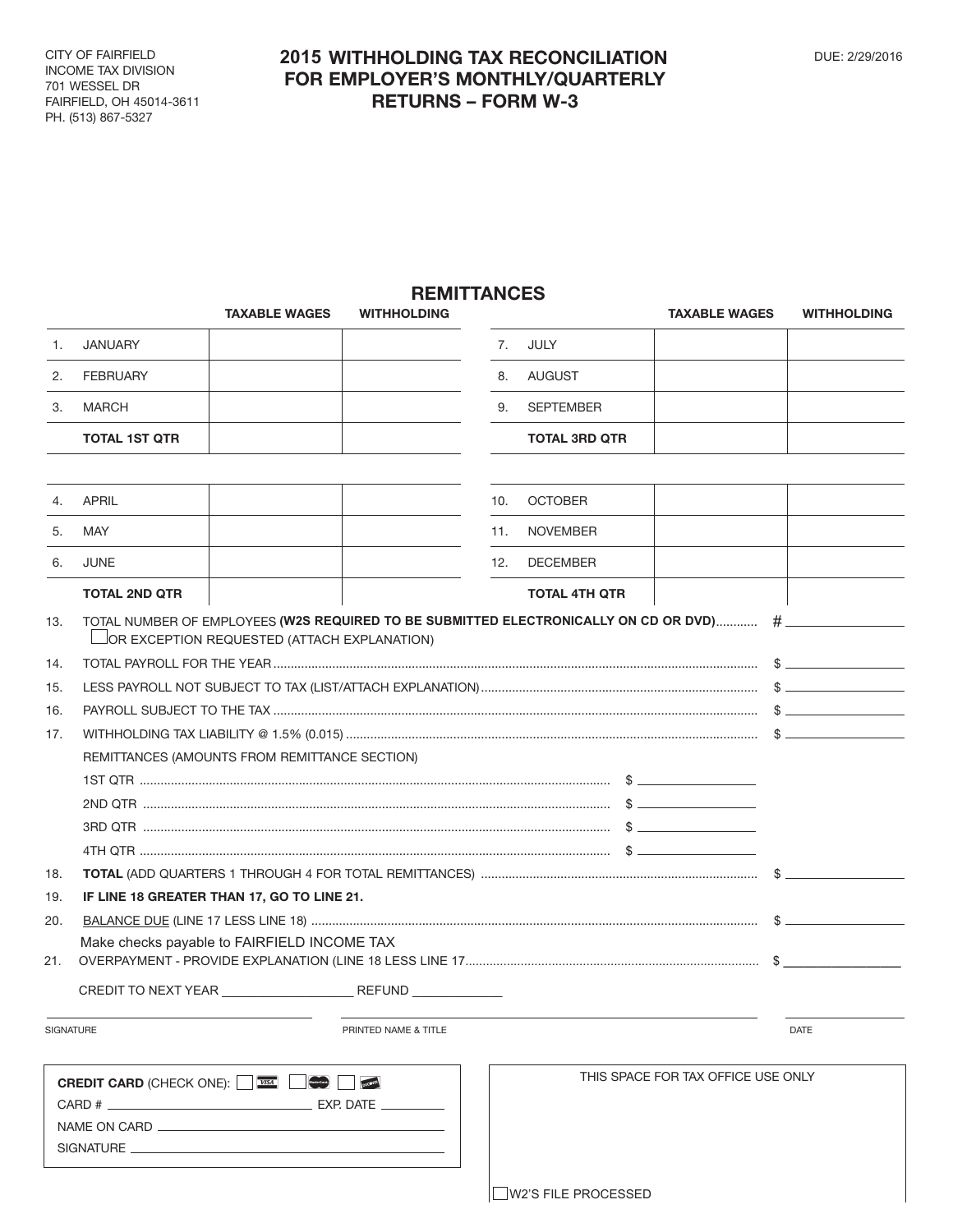CITY OF FAIRFIELD
INCOME TAX DIVISION
701 WESSEL DR
FAIRFIELD, OH 45014-3611
PH. (513) 867-5327

# 2015 WITHHOLDING TAX RECONCILIATION FOR EMPLOYER'S MONTHLY/QUARTERLY RETURNS – FORM W-3

DUE: 2/29/2016

## REMITTANCES

| | | TAXABLE WAGES | WITHHOLDING | | | TAXABLE WAGES | WITHHOLDING |
|---|---|---|---|---|---|---|---|
| 1. | JANUARY | | | 7. | JULY | | |
| 2. | FEBRUARY | | | 8. | AUGUST | | |
| 3. | MARCH | | | 9. | SEPTEMBER | | |
| | **TOTAL 1ST QTR** | | | | **TOTAL 3RD QTR** | | |
| 4. | APRIL | | | 10. | OCTOBER | | |
| 5. | MAY | | | 11. | NOVEMBER | | |
| 6. | JUNE | | | 12. | DECEMBER | | |
| | **TOTAL 2ND QTR** | | | | **TOTAL 4TH QTR** | | |

13. TOTAL NUMBER OF EMPLOYEES **(W2S REQUIRED TO BE SUBMITTED ELECTRONICALLY ON CD OR DVD)**............ # ________
    ☐ OR EXCEPTION REQUESTED (ATTACH EXPLANATION)
14. TOTAL PAYROLL FOR THE YEAR ........ $ ________
15. LESS PAYROLL NOT SUBJECT TO TAX (LIST/ATTACH EXPLANATION) ........ $ ________
16. PAYROLL SUBJECT TO THE TAX ........ $ ________
17. WITHHOLDING TAX LIABILITY @ 1.5% (0.015) ........ $ ________

    REMITTANCES (AMOUNTS FROM REMITTANCE SECTION)

    1ST QTR ........ $ ________

    2ND QTR ........ $ ________

    3RD QTR ........ $ ________

    4TH QTR ........ $ ________
18. **TOTAL** (ADD QUARTERS 1 THROUGH 4 FOR TOTAL REMITTANCES) ........ $ ________
19. **IF LINE 18 GREATER THAN 17, GO TO LINE 21.**
20. BALANCE DUE (LINE 17 LESS LINE 18) ........ $ ________

    Make checks payable to FAIRFIELD INCOME TAX
21. OVERPAYMENT - PROVIDE EXPLANATION (LINE 18 LESS LINE 17........ $ ________

    CREDIT TO NEXT YEAR ________ REFUND ________

SIGNATURE ________ PRINTED NAME & TITLE ________ DATE ________

**CREDIT CARD** (CHECK ONE): ☐ VISA ☐ MasterCard ☐ DISCOVER

CARD # ________ EXP. DATE ________

NAME ON CARD ________

SIGNATURE ________

THIS SPACE FOR TAX OFFICE USE ONLY

☐ W2'S FILE PROCESSED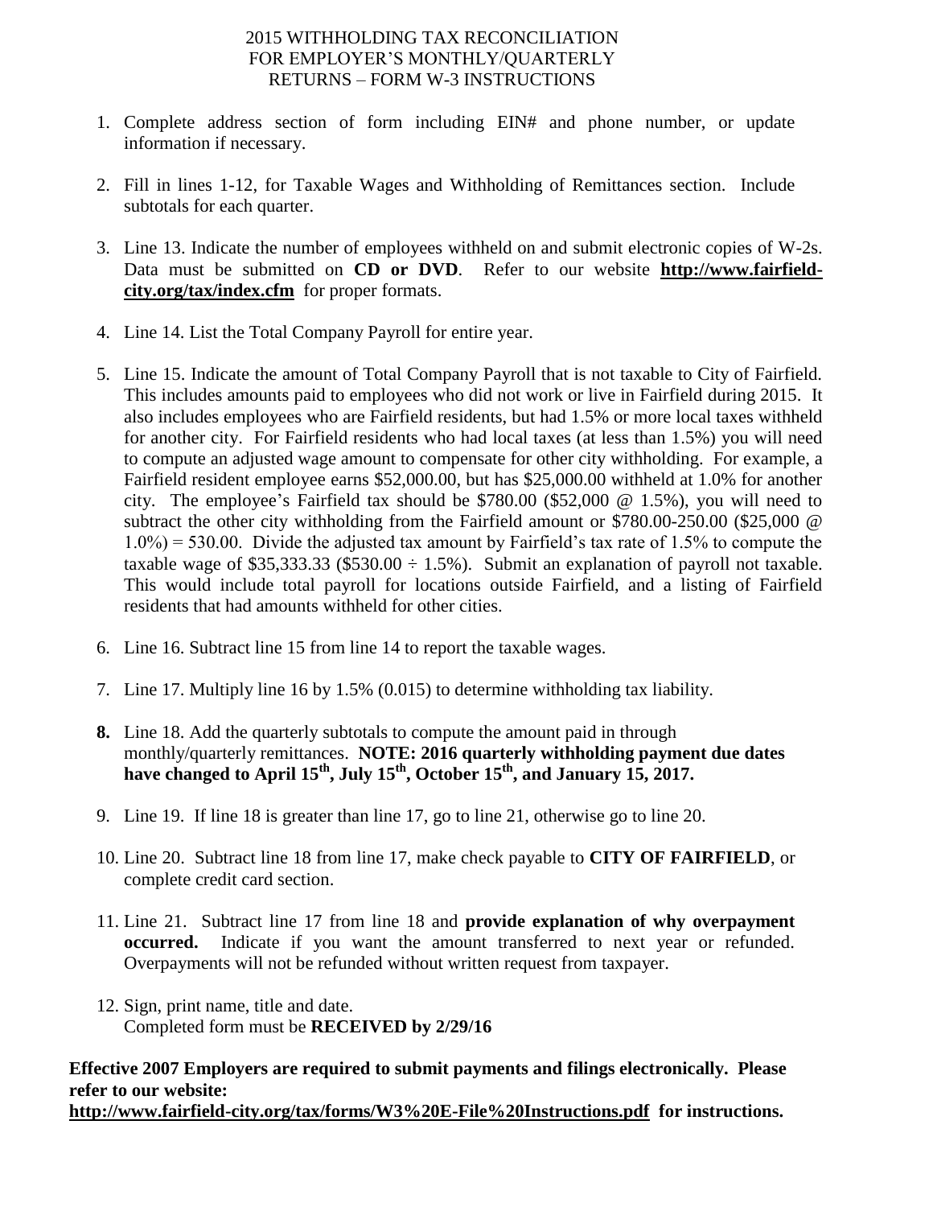# 2015 WITHHOLDING TAX RECONCILIATION FOR EMPLOYER'S MONTHLY/QUARTERLY RETURNS – FORM W-3 INSTRUCTIONS

1. Complete address section of form including EIN# and phone number, or update information if necessary.

2. Fill in lines 1-12, for Taxable Wages and Withholding of Remittances section. Include subtotals for each quarter.

3. Line 13. Indicate the number of employees withheld on and submit electronic copies of W-2s. Data must be submitted on **CD or DVD**. Refer to our website **http://www.fairfield-city.org/tax/index.cfm** for proper formats.

4. Line 14. List the Total Company Payroll for entire year.

5. Line 15. Indicate the amount of Total Company Payroll that is not taxable to City of Fairfield. This includes amounts paid to employees who did not work or live in Fairfield during 2015. It also includes employees who are Fairfield residents, but had 1.5% or more local taxes withheld for another city. For Fairfield residents who had local taxes (at less than 1.5%) you will need to compute an adjusted wage amount to compensate for other city withholding. For example, a Fairfield resident employee earns $52,000.00, but has $25,000.00 withheld at 1.0% for another city. The employee's Fairfield tax should be $780.00 ($52,000 @ 1.5%), you will need to subtract the other city withholding from the Fairfield amount or $780.00-250.00 ($25,000 @ 1.0%) = 530.00. Divide the adjusted tax amount by Fairfield's tax rate of 1.5% to compute the taxable wage of $35,333.33 ($530.00 ÷ 1.5%). Submit an explanation of payroll not taxable. This would include total payroll for locations outside Fairfield, and a listing of Fairfield residents that had amounts withheld for other cities.

6. Line 16. Subtract line 15 from line 14 to report the taxable wages.

7. Line 17. Multiply line 16 by 1.5% (0.015) to determine withholding tax liability.

8. Line 18. Add the quarterly subtotals to compute the amount paid in through monthly/quarterly remittances. **NOTE: 2016 quarterly withholding payment due dates have changed to April 15th, July 15th, October 15th, and January 15, 2017.**

9. Line 19. If line 18 is greater than line 17, go to line 21, otherwise go to line 20.

10. Line 20. Subtract line 18 from line 17, make check payable to **CITY OF FAIRFIELD**, or complete credit card section.

11. Line 21. Subtract line 17 from line 18 and **provide explanation of why overpayment occurred.** Indicate if you want the amount transferred to next year or refunded. Overpayments will not be refunded without written request from taxpayer.

12. Sign, print name, title and date.
    Completed form must be **RECEIVED by 2/29/16**

**Effective 2007 Employers are required to submit payments and filings electronically. Please refer to our website: http://www.fairfield-city.org/tax/forms/W3%20E-File%20Instructions.pdf for instructions.**